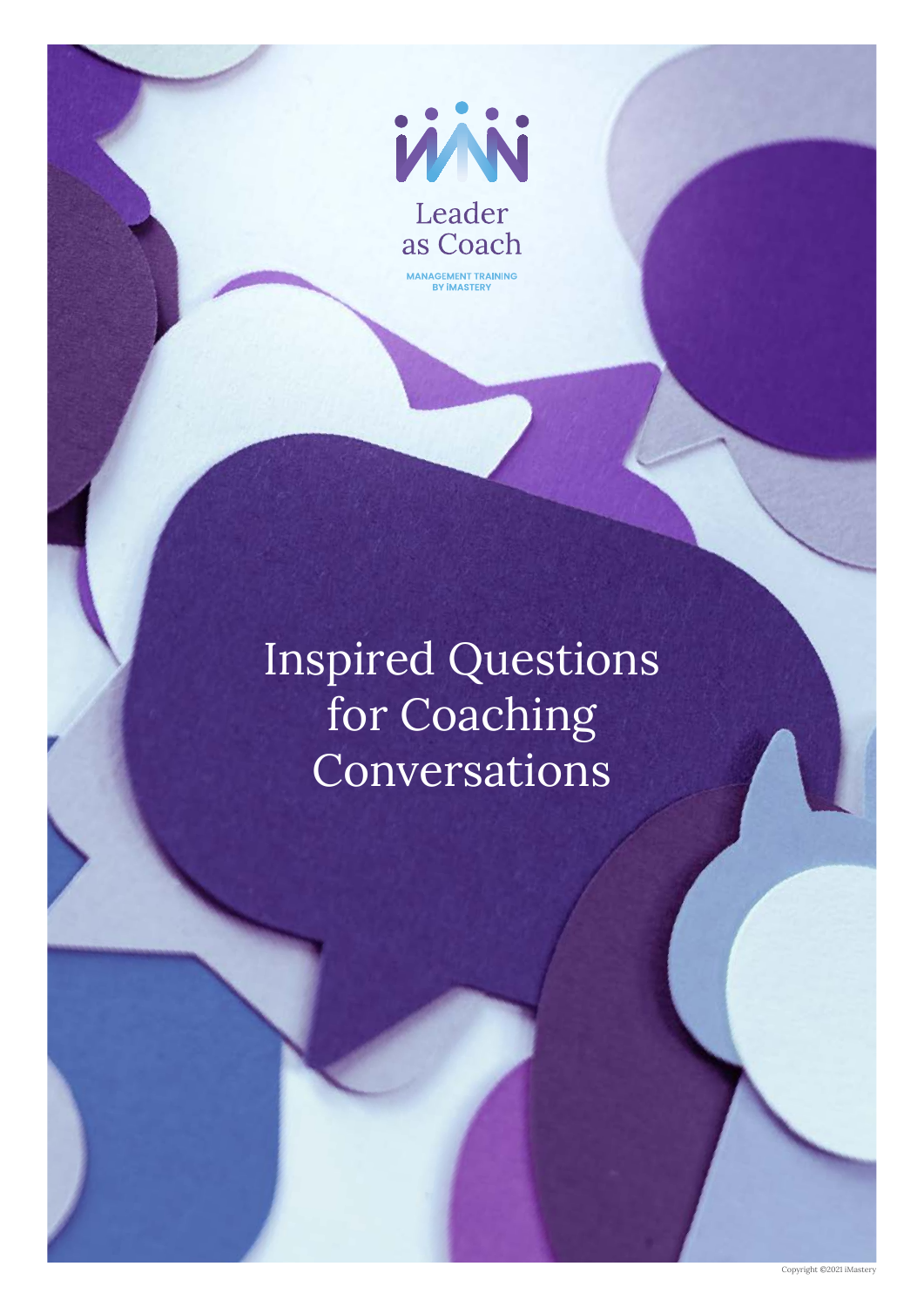Leader as Coach

MANAGEMENT TRAINING BY iMASTERY

# Inspired Questions for Coaching Conversations

Copyright ©2021 iMastery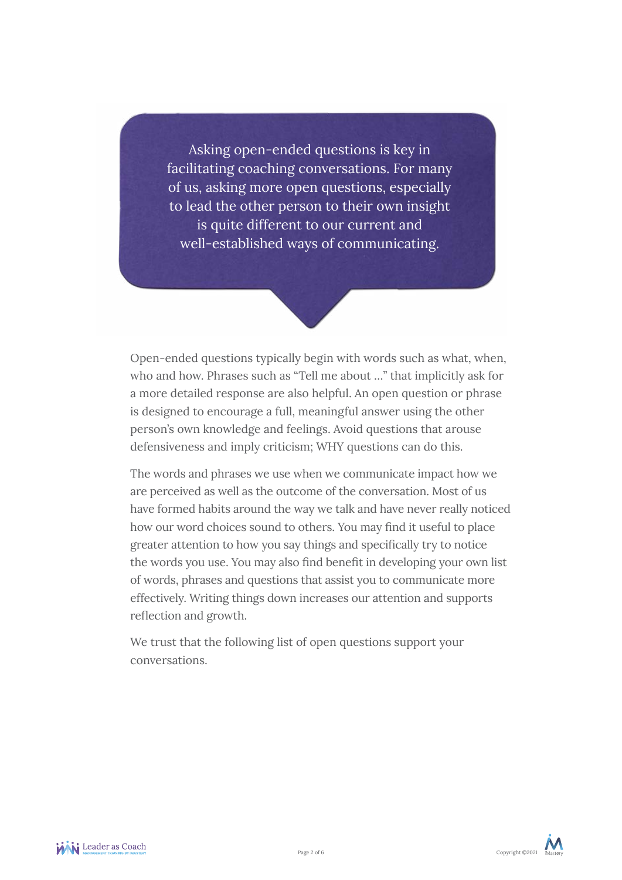> Asking open-ended questions is key in facilitating coaching conversations. For many of us, asking more open questions, especially to lead the other person to their own insight is quite different to our current and well-established ways of communicating.

Open-ended questions typically begin with words such as what, when, who and how. Phrases such as "Tell me about …" that implicitly ask for a more detailed response are also helpful. An open question or phrase is designed to encourage a full, meaningful answer using the other person's own knowledge and feelings. Avoid questions that arouse defensiveness and imply criticism; WHY questions can do this.

The words and phrases we use when we communicate impact how we are perceived as well as the outcome of the conversation. Most of us have formed habits around the way we talk and have never really noticed how our word choices sound to others. You may find it useful to place greater attention to how you say things and specifically try to notice the words you use. You may also find benefit in developing your own list of words, phrases and questions that assist you to communicate more effectively. Writing things down increases our attention and supports reflection and growth.

We trust that the following list of open questions support your conversations.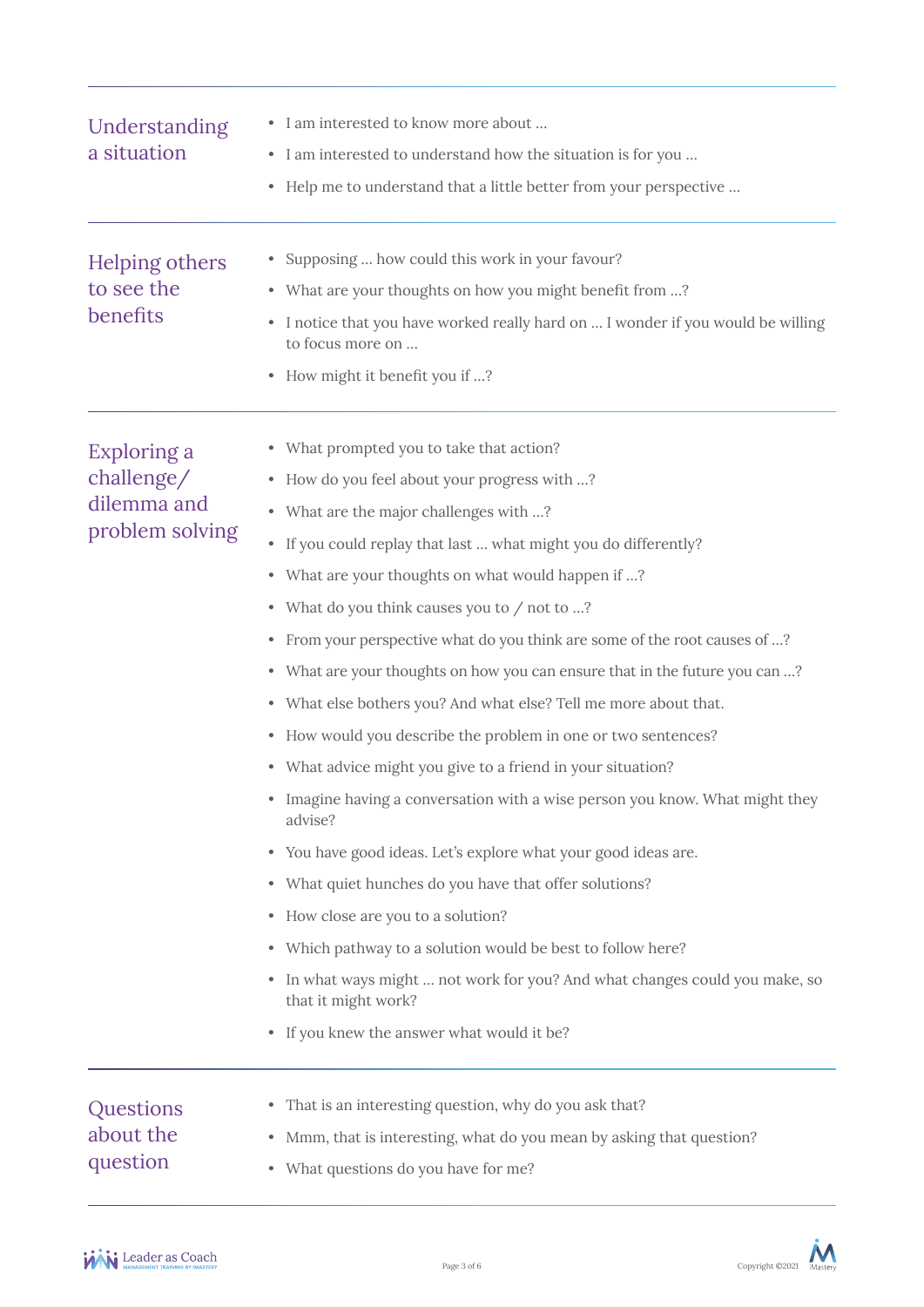## Understanding a situation

- I am interested to know more about …
- I am interested to understand how the situation is for you …
- Help me to understand that a little better from your perspective …

## Helping others to see the benefits

- Supposing … how could this work in your favour?
- What are your thoughts on how you might benefit from …?
- I notice that you have worked really hard on … I wonder if you would be willing to focus more on …
- How might it benefit you if …?

## Exploring a challenge/ dilemma and problem solving

- What prompted you to take that action?
- How do you feel about your progress with …?
- What are the major challenges with …?
- If you could replay that last … what might you do differently?
- What are your thoughts on what would happen if …?
- What do you think causes you to / not to …?
- From your perspective what do you think are some of the root causes of …?
- What are your thoughts on how you can ensure that in the future you can …?
- What else bothers you? And what else? Tell me more about that.
- How would you describe the problem in one or two sentences?
- What advice might you give to a friend in your situation?
- Imagine having a conversation with a wise person you know. What might they advise?
- You have good ideas. Let's explore what your good ideas are.
- What quiet hunches do you have that offer solutions?
- How close are you to a solution?
- Which pathway to a solution would be best to follow here?
- In what ways might … not work for you? And what changes could you make, so that it might work?
- If you knew the answer what would it be?

## Questions about the question

- That is an interesting question, why do you ask that?
- Mmm, that is interesting, what do you mean by asking that question?
- What questions do you have for me?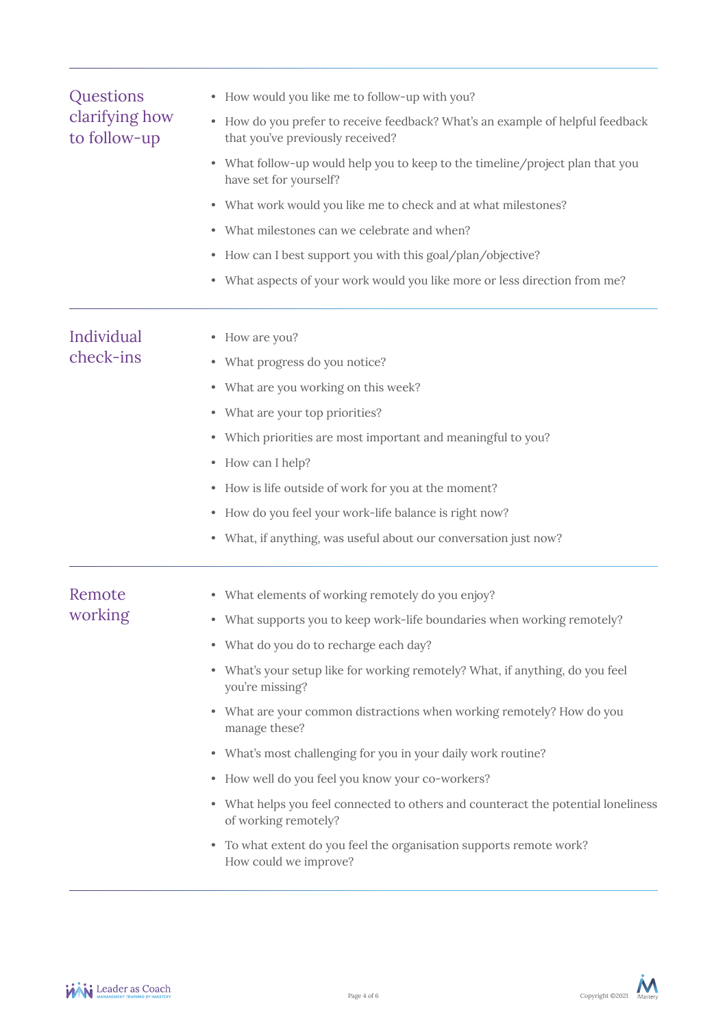## Questions clarifying how to follow-up

- How would you like me to follow-up with you?
- How do you prefer to receive feedback? What's an example of helpful feedback that you've previously received?
- What follow-up would help you to keep to the timeline/project plan that you have set for yourself?
- What work would you like me to check and at what milestones?
- What milestones can we celebrate and when?
- How can I best support you with this goal/plan/objective?
- What aspects of your work would you like more or less direction from me?

## Individual check-ins

- How are you?
- What progress do you notice?
- What are you working on this week?
- What are your top priorities?
- Which priorities are most important and meaningful to you?
- How can I help?
- How is life outside of work for you at the moment?
- How do you feel your work-life balance is right now?
- What, if anything, was useful about our conversation just now?

## Remote working

- What elements of working remotely do you enjoy?
- What supports you to keep work-life boundaries when working remotely?
- What do you do to recharge each day?
- What's your setup like for working remotely? What, if anything, do you feel you're missing?
- What are your common distractions when working remotely? How do you manage these?
- What's most challenging for you in your daily work routine?
- How well do you feel you know your co-workers?
- What helps you feel connected to others and counteract the potential loneliness of working remotely?
- To what extent do you feel the organisation supports remote work? How could we improve?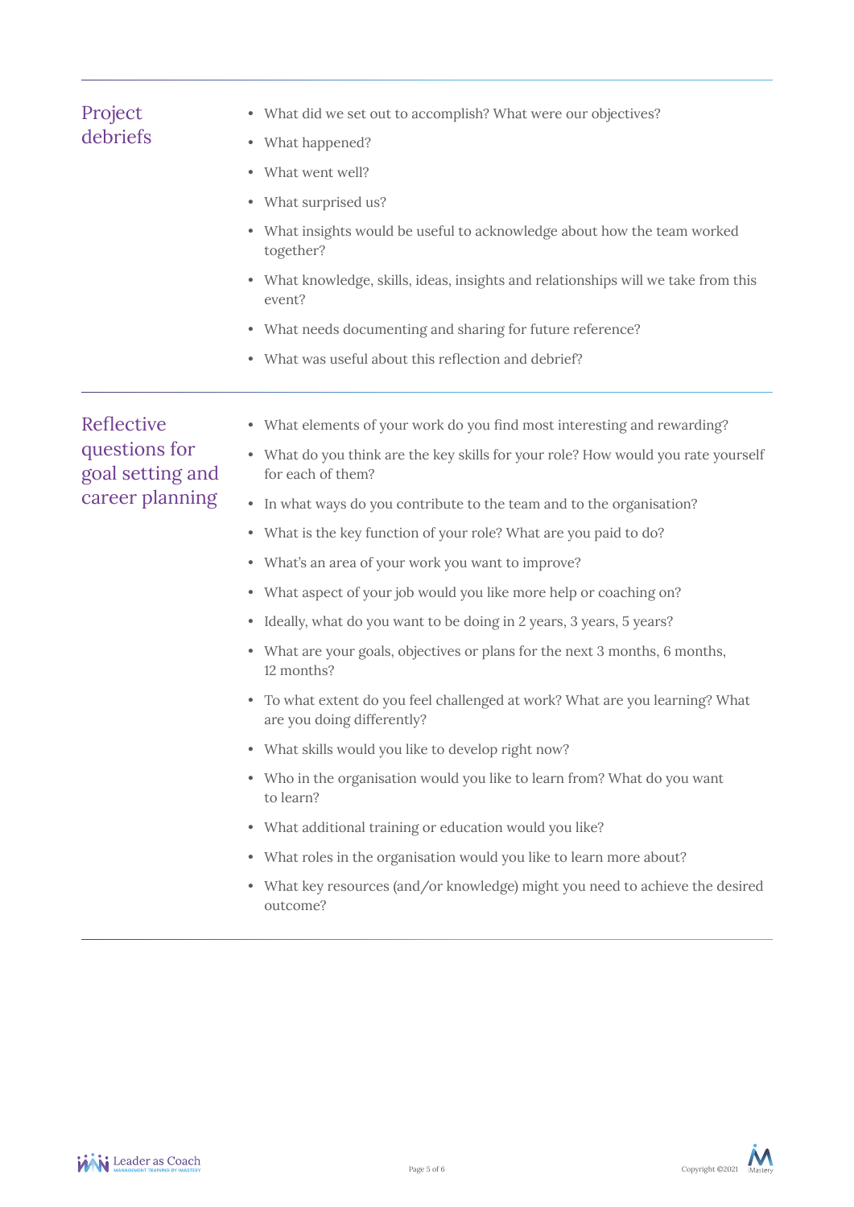## Project debriefs

- What did we set out to accomplish? What were our objectives?
- What happened?
- What went well?
- What surprised us?
- What insights would be useful to acknowledge about how the team worked together?
- What knowledge, skills, ideas, insights and relationships will we take from this event?
- What needs documenting and sharing for future reference?
- What was useful about this reflection and debrief?

## Reflective questions for goal setting and career planning

- What elements of your work do you find most interesting and rewarding?
- What do you think are the key skills for your role? How would you rate yourself for each of them?
- In what ways do you contribute to the team and to the organisation?
- What is the key function of your role? What are you paid to do?
- What's an area of your work you want to improve?
- What aspect of your job would you like more help or coaching on?
- Ideally, what do you want to be doing in 2 years, 3 years, 5 years?
- What are your goals, objectives or plans for the next 3 months, 6 months, 12 months?
- To what extent do you feel challenged at work? What are you learning? What are you doing differently?
- What skills would you like to develop right now?
- Who in the organisation would you like to learn from? What do you want to learn?
- What additional training or education would you like?
- What roles in the organisation would you like to learn more about?
- What key resources (and/or knowledge) might you need to achieve the desired outcome?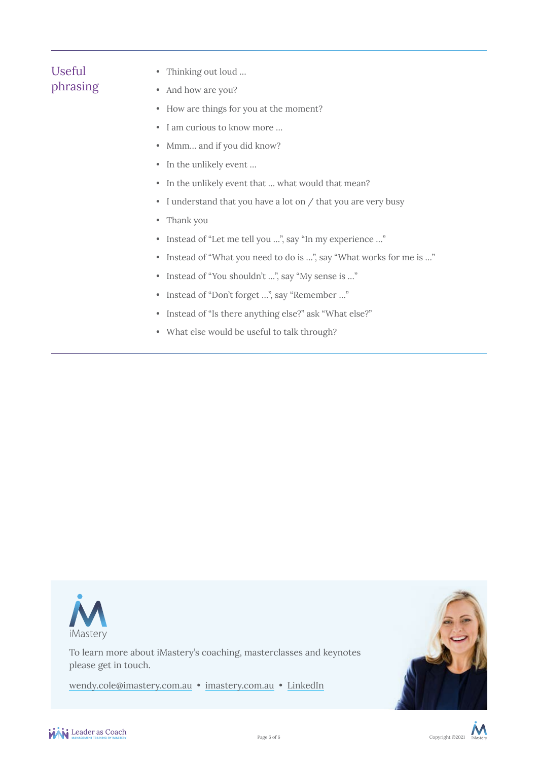## Useful phrasing

- Thinking out loud …
- And how are you?
- How are things for you at the moment?
- I am curious to know more …
- Mmm… and if you did know?
- In the unlikely event …
- In the unlikely event that … what would that mean?
- I understand that you have a lot on / that you are very busy
- Thank you
- Instead of "Let me tell you …", say "In my experience …"
- Instead of "What you need to do is …", say "What works for me is …"
- Instead of "You shouldn't …", say "My sense is …"
- Instead of "Don't forget …", say "Remember …"
- Instead of "Is there anything else?" ask "What else?"
- What else would be useful to talk through?

iMastery

To learn more about iMastery's coaching, masterclasses and keynotes please get in touch.

wendy.cole@imastery.com.au • imastery.com.au • LinkedIn